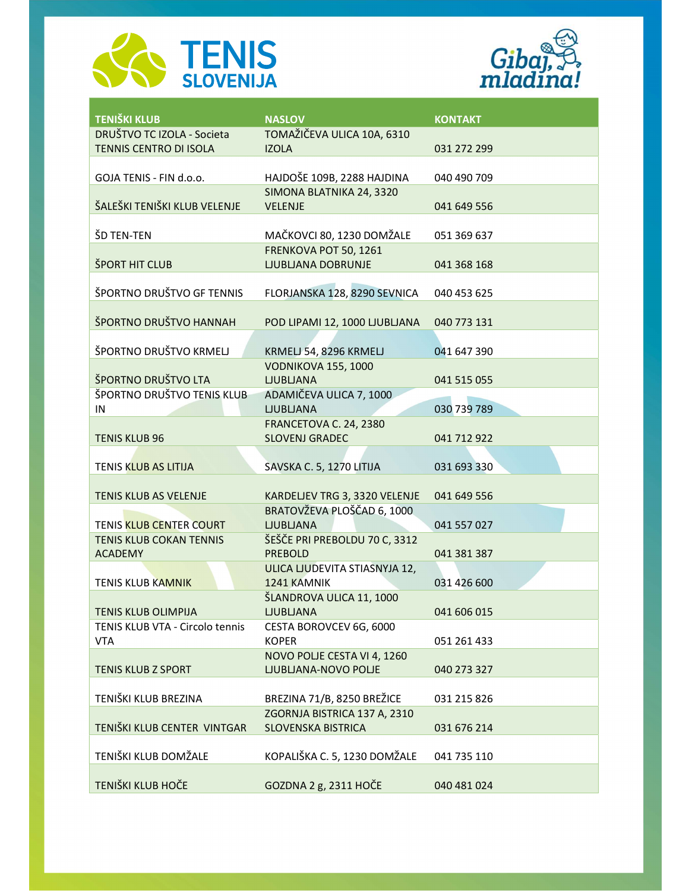# TENIS SLOVENIJA

*Gibaj, mladina!*

| TENIŠKI KLUB | NASLOV | KONTAKT |
|---|---|---|
| DRUŠTVO TC IZOLA - Societa TENNIS CENTRO DI ISOLA | TOMAŽIČEVA ULICA 10A, 6310 IZOLA | 031 272 299 |
| GOJA TENIS - FIN d.o.o. | HAJDOŠE 109B, 2288 HAJDINA | 040 490 709 |
| ŠALEŠKI TENIŠKI KLUB VELENJE | SIMONA BLATNIKA 24, 3320 VELENJE | 041 649 556 |
| ŠD TEN-TEN | MAČKOVCI 80, 1230 DOMŽALE | 051 369 637 |
| ŠPORT HIT CLUB | FRENKOVA POT 50, 1261 LJUBLJANA DOBRUNJE | 041 368 168 |
| ŠPORTNO DRUŠTVO GF TENNIS | FLORJANSKA 128, 8290 SEVNICA | 040 453 625 |
| ŠPORTNO DRUŠTVO HANNAH | POD LIPAMI 12, 1000 LJUBLJANA | 040 773 131 |
| ŠPORTNO DRUŠTVO KRMELJ | KRMELJ 54, 8296 KRMELJ | 041 647 390 |
| ŠPORTNO DRUŠTVO LTA | VODNIKOVA 155, 1000 LJUBLJANA | 041 515 055 |
| ŠPORTNO DRUŠTVO TENIS KLUB IN | ADAMIČEVA ULICA 7, 1000 LJUBLJANA | 030 739 789 |
| TENIS KLUB 96 | FRANCETOVA C. 24, 2380 SLOVENJ GRADEC | 041 712 922 |
| TENIS KLUB AS LITIJA | SAVSKA C. 5, 1270 LITIJA | 031 693 330 |
| TENIS KLUB AS VELENJE | KARDELJEV TRG 3, 3320 VELENJE | 041 649 556 |
| TENIS KLUB CENTER COURT | BRATOVŽEVA PLOŠČAD 6, 1000 LJUBLJANA | 041 557 027 |
| TENIS KLUB COKAN TENNIS ACADEMY | ŠEŠČE PRI PREBOLDU 70 C, 3312 PREBOLD | 041 381 387 |
| TENIS KLUB KAMNIK | ULICA LJUDEVITA STIASNYJA 12, 1241 KAMNIK | 031 426 600 |
| TENIS KLUB OLIMPIJA | ŠLANDROVA ULICA 11, 1000 LJUBLJANA | 041 606 015 |
| TENIS KLUB VTA - Circolo tennis VTA | CESTA BOROVCEV 6G, 6000 KOPER | 051 261 433 |
| TENIS KLUB Z SPORT | NOVO POLJE CESTA VI 4, 1260 LJUBLJANA-NOVO POLJE | 040 273 327 |
| TENIŠKI KLUB BREZINA | BREZINA 71/B, 8250 BREŽICE | 031 215 826 |
| TENIŠKI KLUB CENTER VINTGAR | ZGORNJA BISTRICA 137 A, 2310 SLOVENSKA BISTRICA | 031 676 214 |
| TENIŠKI KLUB DOMŽALE | KOPALIŠKA C. 5, 1230 DOMŽALE | 041 735 110 |
| TENIŠKI KLUB HOČE | GOZDNA 2 g, 2311 HOČE | 040 481 024 |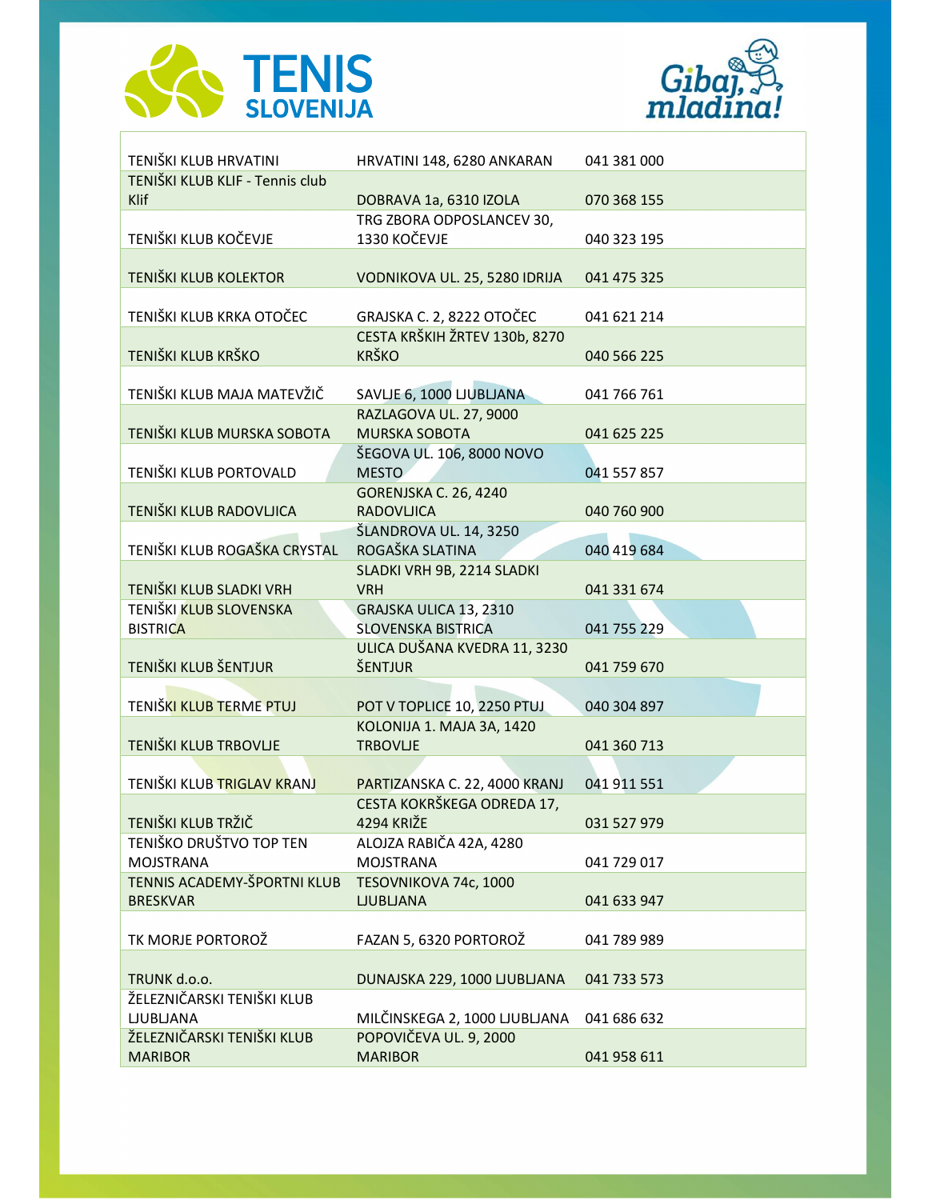| | | |
|---|---|---|
| TENIŠKI KLUB HRVATINI | HRVATINI 148, 6280 ANKARAN | 041 381 000 |
| TENIŠKI KLUB KLIF - Tennis club Klif | DOBRAVA 1a, 6310 IZOLA | 070 368 155 |
| TENIŠKI KLUB KOČEVJE | TRG ZBORA ODPOSLANCEV 30, 1330 KOČEVJE | 040 323 195 |
| TENIŠKI KLUB KOLEKTOR | VODNIKOVA UL. 25, 5280 IDRIJA | 041 475 325 |
| TENIŠKI KLUB KRKA OTOČEC | GRAJSKA C. 2, 8222 OTOČEC | 041 621 214 |
| TENIŠKI KLUB KRŠKO | CESTA KRŠKIH ŽRTEV 130b, 8270 KRŠKO | 040 566 225 |
| TENIŠKI KLUB MAJA MATEVŽIČ | SAVLJE 6, 1000 LJUBLJANA | 041 766 761 |
| TENIŠKI KLUB MURSKA SOBOTA | RAZLAGOVA UL. 27, 9000 MURSKA SOBOTA | 041 625 225 |
| TENIŠKI KLUB PORTOVALD | ŠEGOVA UL. 106, 8000 NOVO MESTO | 041 557 857 |
| TENIŠKI KLUB RADOVLJICA | GORENJSKA C. 26, 4240 RADOVLJICA | 040 760 900 |
| TENIŠKI KLUB ROGAŠKA CRYSTAL | ŠLANDROVA UL. 14, 3250 ROGAŠKA SLATINA | 040 419 684 |
| TENIŠKI KLUB SLADKI VRH | SLADKI VRH 9B, 2214 SLADKI VRH | 041 331 674 |
| TENIŠKI KLUB SLOVENSKA BISTRICA | GRAJSKA ULICA 13, 2310 SLOVENSKA BISTRICA | 041 755 229 |
| TENIŠKI KLUB ŠENTJUR | ULICA DUŠANA KVEDRA 11, 3230 ŠENTJUR | 041 759 670 |
| TENIŠKI KLUB TERME PTUJ | POT V TOPLICE 10, 2250 PTUJ | 040 304 897 |
| TENIŠKI KLUB TRBOVLJE | KOLONIJA 1. MAJA 3A, 1420 TRBOVLJE | 041 360 713 |
| TENIŠKI KLUB TRIGLAV KRANJ | PARTIZANSKA C. 22, 4000 KRANJ | 041 911 551 |
| TENIŠKI KLUB TRŽIČ | CESTA KOKRŠKEGA ODREDA 17, 4294 KRIŽE | 031 527 979 |
| TENIŠKO DRUŠTVO TOP TEN MOJSTRANA | ALOJZA RABIČA 42A, 4280 MOJSTRANA | 041 729 017 |
| TENNIS ACADEMY-ŠPORTNI KLUB BRESKVAR | TESOVNIKOVA 74c, 1000 LJUBLJANA | 041 633 947 |
| TK MORJE PORTOROŽ | FAZAN 5, 6320 PORTOROŽ | 041 789 989 |
| TRUNK d.o.o. | DUNAJSKA 229, 1000 LJUBLJANA | 041 733 573 |
| ŽELEZNIČARSKI TENIŠKI KLUB LJUBLJANA | MILČINSKEGA 2, 1000 LJUBLJANA | 041 686 632 |
| ŽELEZNIČARSKI TENIŠKI KLUB MARIBOR | POPOVIČEVA UL. 9, 2000 MARIBOR | 041 958 611 |